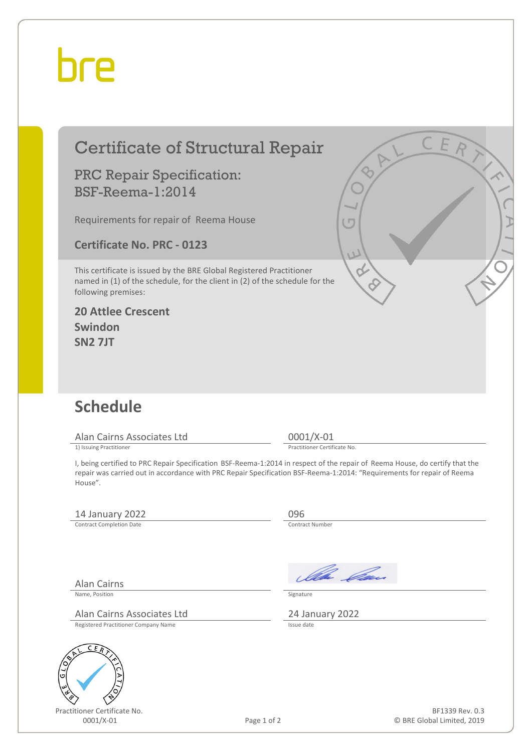bre

# Certificate of Structural Repair

## PRC Repair Specification: BSF-Reema-1:2014

Requirements for repair of Reema House

**Certificate No. PRC - 0123**

This certificate is issued by the BRE Global Registered Practitioner named in (1) of the schedule, for the client in (2) of the schedule for the following premises:

**20 Attlee Crescent**
**Swindon**
**SN2 7JT**

## Schedule

Alan Cairns Associates Ltd
1) Issuing Practitioner

0001/X-01
Practitioner Certificate No.

I, being certified to PRC Repair Specification BSF-Reema-1:2014 in respect of the repair of Reema House, do certify that the repair was carried out in accordance with PRC Repair Specification BSF-Reema-1:2014: "Requirements for repair of Reema House".

14 January 2022
Contract Completion Date

096
Contract Number

Alan Cairns
Name, Position

Signature

Alan Cairns Associates Ltd
Registered Practitioner Company Name

24 January 2022
Issue date

Practitioner Certificate No.
0001/X-01

BF1339 Rev. 0.3
© BRE Global Limited, 2019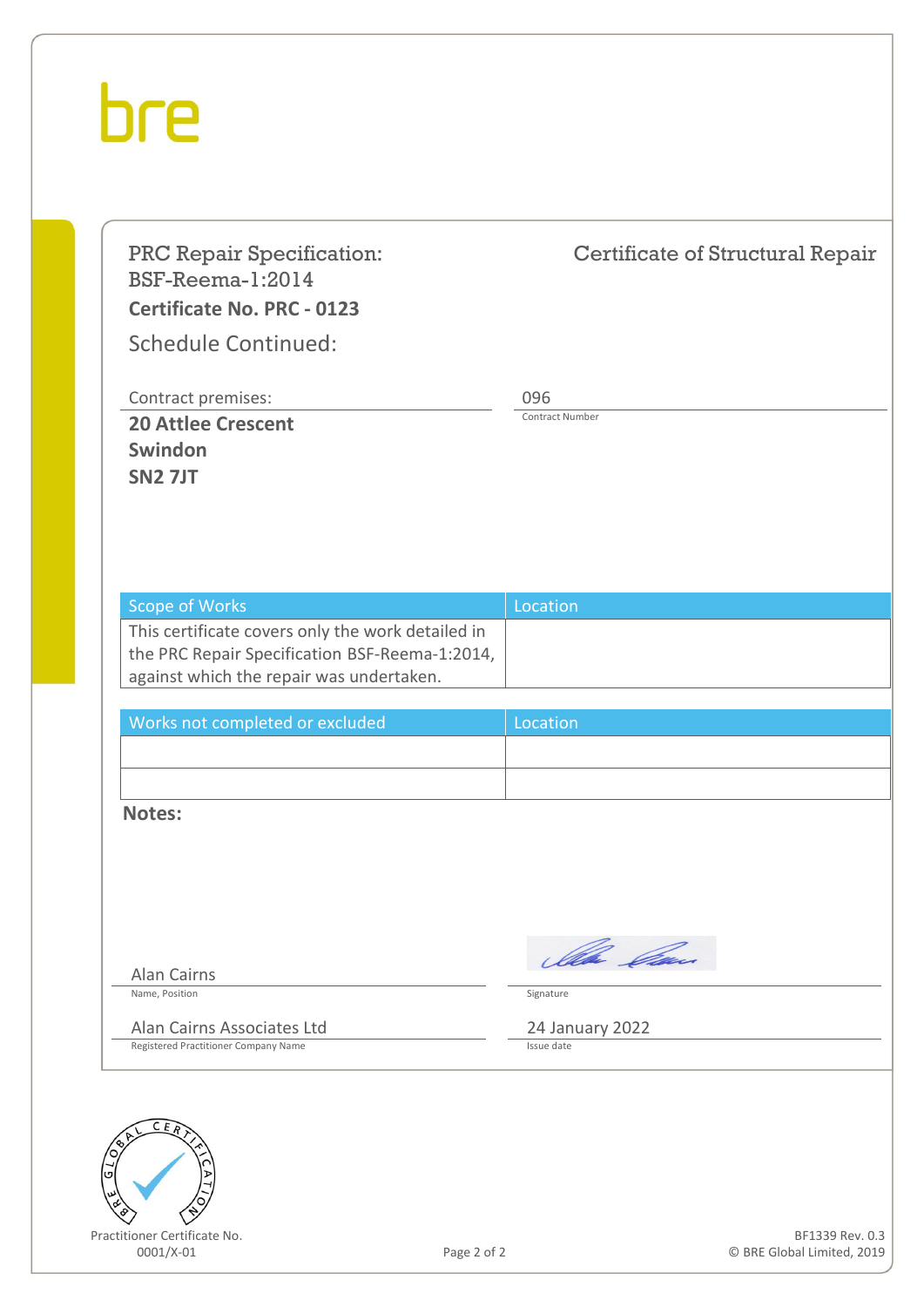bre

PRC Repair Specification: BSF-Reema-1:2014

**Certificate No. PRC - 0123**

Certificate of Structural Repair

## Schedule Continued:

Contract premises:

**20 Attlee Crescent**
**Swindon**
**SN2 7JT**

096
Contract Number

| Scope of Works | Location |
|---|---|
| This certificate covers only the work detailed in the PRC Repair Specification BSF-Reema-1:2014, against which the repair was undertaken. | |

| Works not completed or excluded | Location |
|---|---|
| | |
| | |

**Notes:**

Alan Cairns
Name, Position

Signature

Alan Cairns Associates Ltd
Registered Practitioner Company Name

24 January 2022
Issue date

Practitioner Certificate No.
0001/X-01

BF1339 Rev. 0.3
© BRE Global Limited, 2019